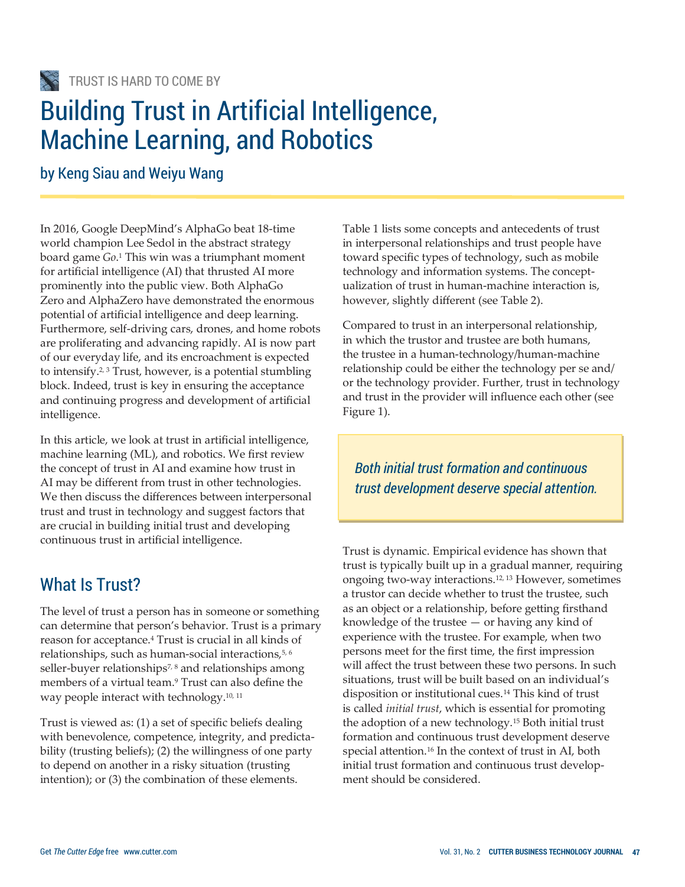TRUST IS HARD TO COME BY

# Building Trust in Artificial Intelligence, Machine Learning, and Robotics

by Keng Siau and Weiyu Wang

In 2016, Google DeepMind's AlphaGo beat 18-time world champion Lee Sedol in the abstract strategy board game *Go*.[1] This win was a triumphant moment for artificial intelligence (AI) that thrusted AI more prominently into the public view. Both AlphaGo Zero and AlphaZero have demonstrated the enormous potential of artificial intelligence and deep learning. Furthermore, self-driving cars, drones, and home robots are proliferating and advancing rapidly. AI is now part of our everyday life, and its encroachment is expected to intensify.[2, 3] Trust, however, is a potential stumbling block. Indeed, trust is key in ensuring the acceptance and continuing progress and development of artificial intelligence.

In this article, we look at trust in artificial intelligence, machine learning (ML), and robotics. We first review the concept of trust in AI and examine how trust in AI may be different from trust in other technologies. We then discuss the differences between interpersonal trust and trust in technology and suggest factors that are crucial in building initial trust and developing continuous trust in artificial intelligence.

## What Is Trust?

The level of trust a person has in someone or something can determine that person's behavior. Trust is a primary reason for acceptance.[4] Trust is crucial in all kinds of relationships, such as human-social interactions,[5, 6] seller-buyer relationships[7, 8] and relationships among members of a virtual team.[9] Trust can also define the way people interact with technology.[10, 11]

Trust is viewed as: (1) a set of specific beliefs dealing with benevolence, competence, integrity, and predictability (trusting beliefs); (2) the willingness of one party to depend on another in a risky situation (trusting intention); or (3) the combination of these elements.

Table 1 lists some concepts and antecedents of trust in interpersonal relationships and trust people have toward specific types of technology, such as mobile technology and information systems. The conceptualization of trust in human-machine interaction is, however, slightly different (see Table 2).

Compared to trust in an interpersonal relationship, in which the trustor and trustee are both humans, the trustee in a human-technology/human-machine relationship could be either the technology per se and/or the technology provider. Further, trust in technology and trust in the provider will influence each other (see Figure 1).

> *Both initial trust formation and continuous trust development deserve special attention.*

Trust is dynamic. Empirical evidence has shown that trust is typically built up in a gradual manner, requiring ongoing two-way interactions.[12, 13] However, sometimes a trustor can decide whether to trust the trustee, such as an object or a relationship, before getting firsthand knowledge of the trustee — or having any kind of experience with the trustee. For example, when two persons meet for the first time, the first impression will affect the trust between these two persons. In such situations, trust will be built based on an individual's disposition or institutional cues.[14] This kind of trust is called *initial trust*, which is essential for promoting the adoption of a new technology.[15] Both initial trust formation and continuous trust development deserve special attention.[16] In the context of trust in AI, both initial trust formation and continuous trust development should be considered.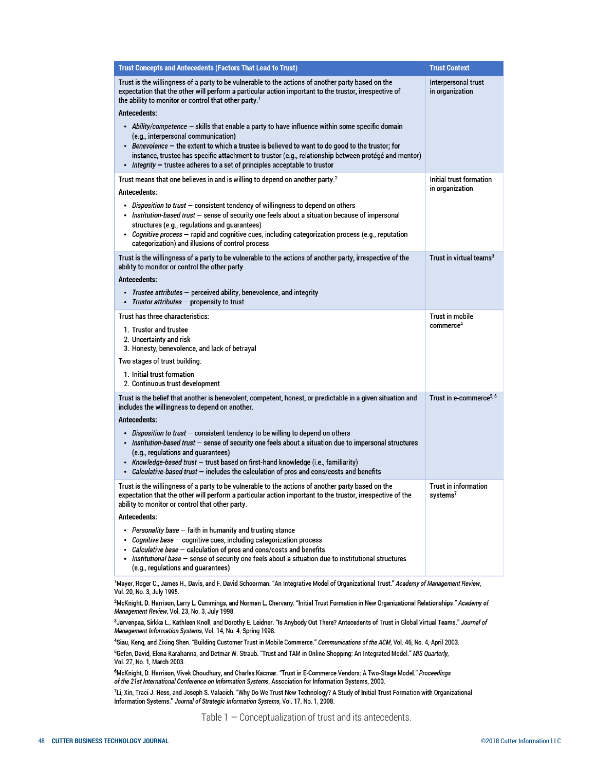| Trust Concepts and Antecedents (Factors That Lead to Trust) | Trust Context |
|---|---|
| Trust is the willingness of a party to be vulnerable to the actions of another party based on the expectation that the other will perform a particular action important to the trustor, irrespective of the ability to monitor or control that other party.[1]<br><br>**Antecedents:**<br><br>• *Ability/competence* — skills that enable a party to have influence within some specific domain (e.g., interpersonal communication)<br>• *Benevolence* — the extent to which a trustee is believed to want to do good to the trustor; for instance, trustee has specific attachment to trustor (e.g., relationship between protégé and mentor)<br>• *Integrity* — trustee adheres to a set of principles acceptable to trustor | Interpersonal trust in organization |
| Trust means that one believes in and is willing to depend on another party.[2]<br><br>**Antecedents:**<br><br>• *Disposition to trust* — consistent tendency of willingness to depend on others<br>• *Institution-based trust* — sense of security one feels about a situation because of impersonal structures (e.g., regulations and guarantees)<br>• *Cognitive process* — rapid and cognitive cues, including categorization process (e.g., reputation categorization) and illusions of control process | Initial trust formation in organization |
| Trust is the willingness of a party to be vulnerable to the actions of another party, irrespective of the ability to monitor or control the other party.<br><br>**Antecedents:**<br><br>• *Trustee attributes* — perceived ability, benevolence, and integrity<br>• *Trustor attributes* — propensity to trust | Trust in virtual teams[3] |
| Trust has three characteristics:<br><br>1. Trustor and trustee<br>2. Uncertainty and risk<br>3. Honesty, benevolence, and lack of betrayal<br><br>Two stages of trust building:<br><br>1. Initial trust formation<br>2. Continuous trust development | Trust in mobile commerce[4] |
| Trust is the belief that another is benevolent, competent, honest, or predictable in a given situation and includes the willingness to depend on another.<br><br>**Antecedents:**<br><br>• *Disposition to trust* — consistent tendency to be willing to depend on others<br>• *Institution-based trust* — sense of security one feels about a situation due to impersonal structures (e.g., regulations and guarantees)<br>• *Knowledge-based trust* — trust based on first-hand knowledge (i.e., familiarity)<br>• *Calculative-based trust* — includes the calculation of pros and cons/costs and benefits | Trust in e-commerce[5, 6] |
| Trust is the willingness of a party to be vulnerable to the actions of another party based on the expectation that the other will perform a particular action important to the trustor, irrespective of the ability to monitor or control that other party.<br><br>**Antecedents:**<br><br>• *Personality base* — faith in humanity and trusting stance<br>• *Cognitive base* — cognitive cues, including categorization process<br>• *Calculative base* — calculation of pros and cons/costs and benefits<br>• *Institutional base* — sense of security one feels about a situation due to institutional structures (e.g., regulations and guarantees) | Trust in information systems[7] |

[1]Mayer, Roger C., James H., Davis, and F. David Schoorman. "An Integrative Model of Organizational Trust." *Academy of Management Review*, Vol. 20, No. 3, July 1995.

[2]McKnight, D. Harrison, Larry L. Cummings, and Norman L. Chervany. "Initial Trust Formation in New Organizational Relationships." *Academy of Management Review*, Vol. 23, No. 3, July 1998.

[3]Jarvenpaa, Sirkka L., Kathleen Knoll, and Dorothy E. Leidner. "Is Anybody Out There? Antecedents of Trust in Global Virtual Teams." *Journal of Management Information Systems*, Vol. 14, No. 4, Spring 1998.

[4]Siau, Keng, and Zixing Shen. "Building Customer Trust in Mobile Commerce." *Communications of the ACM*, Vol. 46, No. 4, April 2003.

[5]Gefen, David, Elena Karahanna, and Detmar W. Straub. "Trust and TAM in Online Shopping: An Integrated Model." *MIS Quarterly*, Vol. 27, No. 1, March 2003.

[6]McKnight, D. Harrison, Vivek Choudhury, and Charles Kacmar. "Trust in E-Commerce Vendors: A Two-Stage Model." *Proceedings of the 21st International Conference on Information Systems*. Association for Information Systems, 2000.

[7]Li, Xin, Traci J. Hess, and Joseph S. Valacich. "Why Do We Trust New Technology? A Study of Initial Trust Formation with Organizational Information Systems." *Journal of Strategic Information Systems*, Vol. 17, No. 1, 2008.

Table 1 — Conceptualization of trust and its antecedents.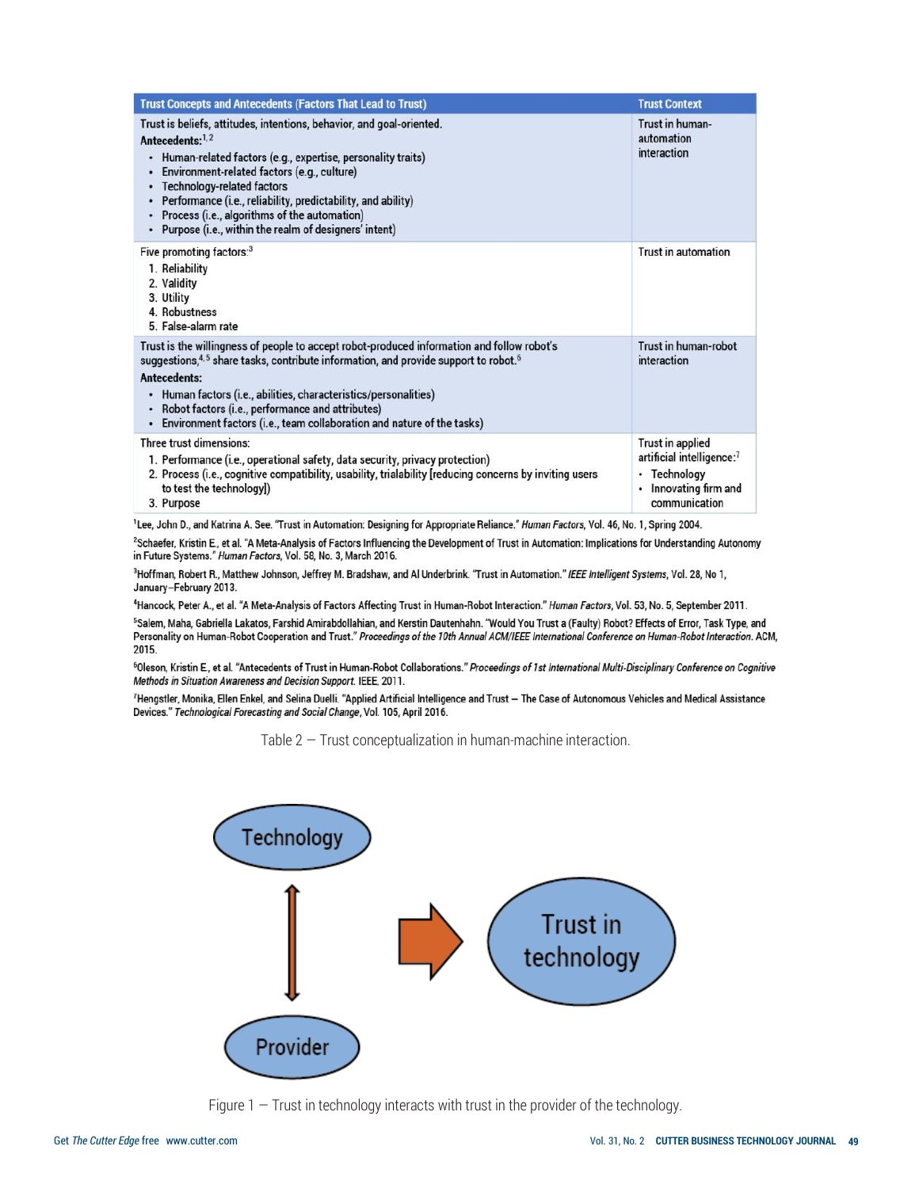| Trust Concepts and Antecedents (Factors That Lead to Trust) | Trust Context |
|---|---|
| Trust is beliefs, attitudes, intentions, behavior, and goal-oriented.<br>**Antecedents:**[1,2]<br>• Human-related factors (e.g., expertise, personality traits)<br>• Environment-related factors (e.g., culture)<br>• Technology-related factors<br>• Performance (i.e., reliability, predictability, and ability)<br>• Process (i.e., algorithms of the automation)<br>• Purpose (i.e., within the realm of designers' intent) | Trust in human-automation interaction |
| Five promoting factors:[3]<br>1. Reliability<br>2. Validity<br>3. Utility<br>4. Robustness<br>5. False-alarm rate | Trust in automation |
| Trust is the willingness of people to accept robot-produced information and follow robot's suggestions,[4,5] share tasks, contribute information, and provide support to robot.[6]<br>**Antecedents:**<br>• Human factors (i.e., abilities, characteristics/personalities)<br>• Robot factors (i.e., performance and attributes)<br>• Environment factors (i.e., team collaboration and nature of the tasks) | Trust in human-robot interaction |
| Three trust dimensions:<br>1. Performance (i.e., operational safety, data security, privacy protection)<br>2. Process (i.e., cognitive compatibility, usability, trialability [reducing concerns by inviting users to test the technology])<br>3. Purpose | Trust in applied artificial intelligence:[7]<br>• Technology<br>• Innovating firm and communication |

[1]Lee, John D., and Katrina A. See. "Trust in Automation: Designing for Appropriate Reliance." *Human Factors*, Vol. 46, No. 1, Spring 2004.

[2]Schaefer, Kristin E., et al. "A Meta-Analysis of Factors Influencing the Development of Trust in Automation: Implications for Understanding Autonomy in Future Systems." *Human Factors*, Vol. 58, No. 3, March 2016.

[3]Hoffman, Robert R., Matthew Johnson, Jeffrey M. Bradshaw, and Al Underbrink. "Trust in Automation." *IEEE Intelligent Systems*, Vol. 28, No 1, January–February 2013.

[4]Hancock, Peter A., et al. "A Meta-Analysis of Factors Affecting Trust in Human-Robot Interaction." *Human Factors*, Vol. 53, No. 5, September 2011.

[5]Salem, Maha, Gabriella Lakatos, Farshid Amirabdollahian, and Kerstin Dautenhahn. "Would You Trust a (Faulty) Robot? Effects of Error, Task Type, and Personality on Human-Robot Cooperation and Trust." *Proceedings of the 10th Annual ACM/IEEE International Conference on Human-Robot Interaction*. ACM, 2015.

[6]Oleson, Kristin E., et al. "Antecedents of Trust in Human-Robot Collaborations." *Proceedings of 1st International Multi-Disciplinary Conference on Cognitive Methods in Situation Awareness and Decision Support*. IEEE, 2011.

[7]Hengstler, Monika, Ellen Enkel, and Selina Duelli. "Applied Artificial Intelligence and Trust — The Case of Autonomous Vehicles and Medical Assistance Devices." *Technological Forecasting and Social Change*, Vol. 105, April 2016.

Table 2 — Trust conceptualization in human-machine interaction.

Figure 1 — Trust in technology interacts with trust in the provider of the technology.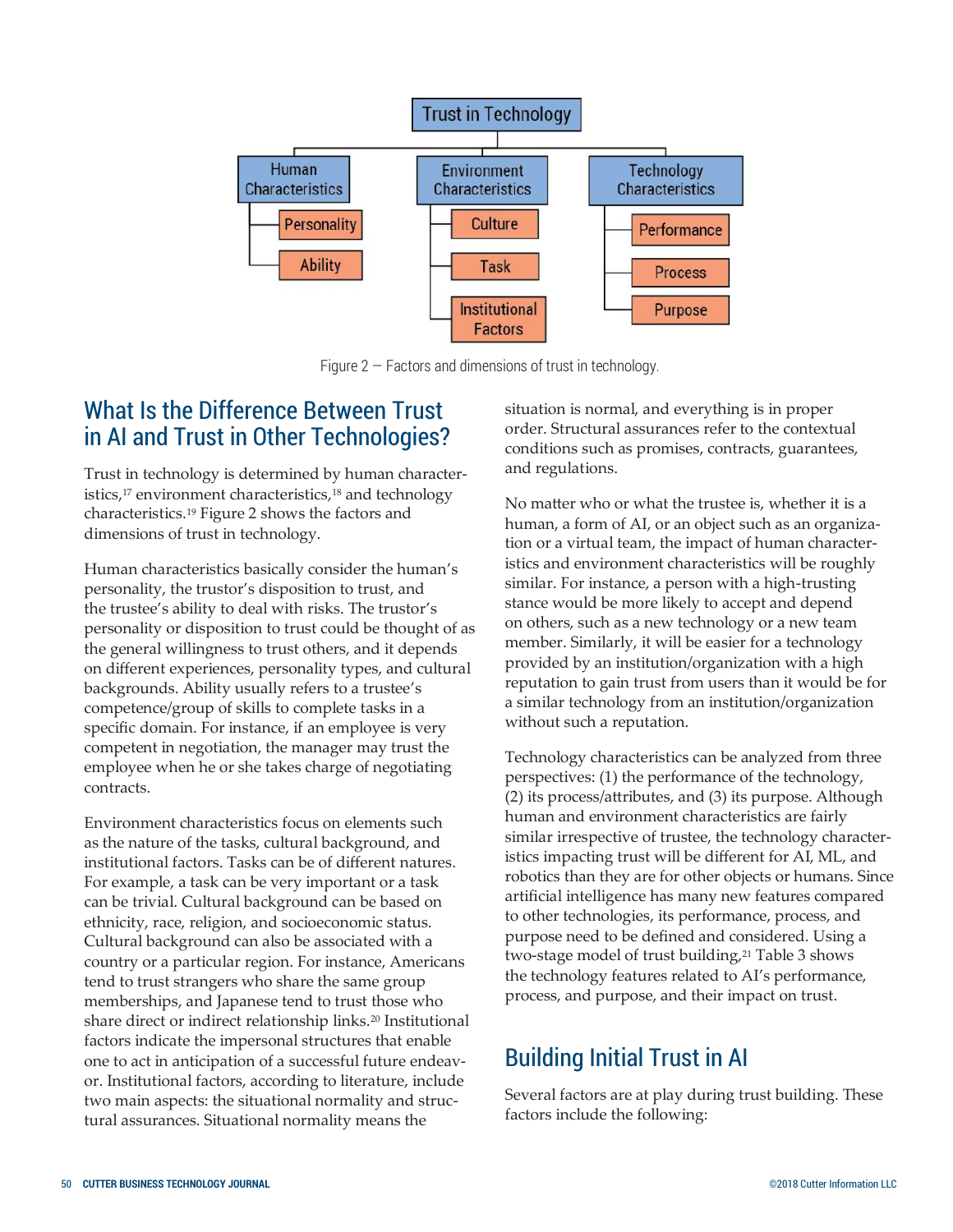Figure 2 — Factors and dimensions of trust in technology.

## What Is the Difference Between Trust in AI and Trust in Other Technologies?

Trust in technology is determined by human characteristics,[17] environment characteristics,[18] and technology characteristics.[19] Figure 2 shows the factors and dimensions of trust in technology.

Human characteristics basically consider the human's personality, the trustor's disposition to trust, and the trustee's ability to deal with risks. The trustor's personality or disposition to trust could be thought of as the general willingness to trust others, and it depends on different experiences, personality types, and cultural backgrounds. Ability usually refers to a trustee's competence/group of skills to complete tasks in a specific domain. For instance, if an employee is very competent in negotiation, the manager may trust the employee when he or she takes charge of negotiating contracts.

Environment characteristics focus on elements such as the nature of the tasks, cultural background, and institutional factors. Tasks can be of different natures. For example, a task can be very important or a task can be trivial. Cultural background can be based on ethnicity, race, religion, and socioeconomic status. Cultural background can also be associated with a country or a particular region. For instance, Americans tend to trust strangers who share the same group memberships, and Japanese tend to trust those who share direct or indirect relationship links.[20] Institutional factors indicate the impersonal structures that enable one to act in anticipation of a successful future endeavor. Institutional factors, according to literature, include two main aspects: the situational normality and structural assurances. Situational normality means the situation is normal, and everything is in proper order. Structural assurances refer to the contextual conditions such as promises, contracts, guarantees, and regulations.

No matter who or what the trustee is, whether it is a human, a form of AI, or an object such as an organization or a virtual team, the impact of human characteristics and environment characteristics will be roughly similar. For instance, a person with a high-trusting stance would be more likely to accept and depend on others, such as a new technology or a new team member. Similarly, it will be easier for a technology provided by an institution/organization with a high reputation to gain trust from users than it would be for a similar technology from an institution/organization without such a reputation.

Technology characteristics can be analyzed from three perspectives: (1) the performance of the technology, (2) its process/attributes, and (3) its purpose. Although human and environment characteristics are fairly similar irrespective of trustee, the technology characteristics impacting trust will be different for AI, ML, and robotics than they are for other objects or humans. Since artificial intelligence has many new features compared to other technologies, its performance, process, and purpose need to be defined and considered. Using a two-stage model of trust building,[21] Table 3 shows the technology features related to AI's performance, process, and purpose, and their impact on trust.

## Building Initial Trust in AI

Several factors are at play during trust building. These factors include the following: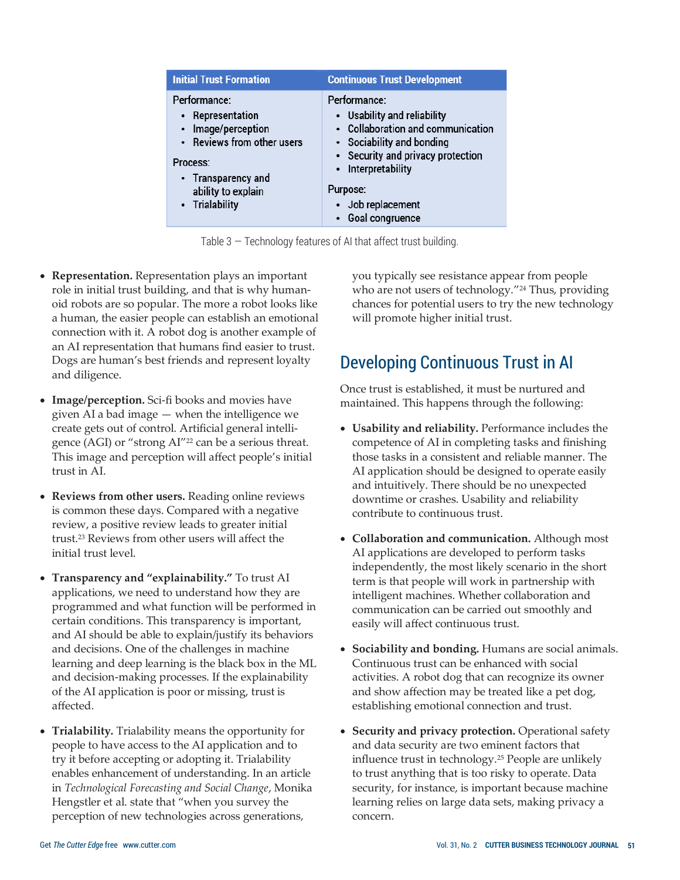| Initial Trust Formation | Continuous Trust Development |
|---|---|
| Performance:<br>• Representation<br>• Image/perception<br>• Reviews from other users<br><br>Process:<br>• Transparency and ability to explain<br>• Trialability | Performance:<br>• Usability and reliability<br>• Collaboration and communication<br>• Sociability and bonding<br>• Security and privacy protection<br>• Interpretability<br><br>Purpose:<br>• Job replacement<br>• Goal congruence |

Table 3 — Technology features of AI that affect trust building.

- **Representation.** Representation plays an important role in initial trust building, and that is why humanoid robots are so popular. The more a robot looks like a human, the easier people can establish an emotional connection with it. A robot dog is another example of an AI representation that humans find easier to trust. Dogs are human's best friends and represent loyalty and diligence.

- **Image/perception.** Sci-fi books and movies have given AI a bad image — when the intelligence we create gets out of control. Artificial general intelligence (AGI) or "strong AI"[22] can be a serious threat. This image and perception will affect people's initial trust in AI.

- **Reviews from other users.** Reading online reviews is common these days. Compared with a negative review, a positive review leads to greater initial trust.[23] Reviews from other users will affect the initial trust level.

- **Transparency and "explainability."** To trust AI applications, we need to understand how they are programmed and what function will be performed in certain conditions. This transparency is important, and AI should be able to explain/justify its behaviors and decisions. One of the challenges in machine learning and deep learning is the black box in the ML and decision-making processes. If the explainability of the AI application is poor or missing, trust is affected.

- **Trialability.** Trialability means the opportunity for people to have access to the AI application and to try it before accepting or adopting it. Trialability enables enhancement of understanding. In an article in *Technological Forecasting and Social Change*, Monika Hengstler et al. state that "when you survey the perception of new technologies across generations, you typically see resistance appear from people who are not users of technology."[24] Thus, providing chances for potential users to try the new technology will promote higher initial trust.

## Developing Continuous Trust in AI

Once trust is established, it must be nurtured and maintained. This happens through the following:

- **Usability and reliability.** Performance includes the competence of AI in completing tasks and finishing those tasks in a consistent and reliable manner. The AI application should be designed to operate easily and intuitively. There should be no unexpected downtime or crashes. Usability and reliability contribute to continuous trust.

- **Collaboration and communication.** Although most AI applications are developed to perform tasks independently, the most likely scenario in the short term is that people will work in partnership with intelligent machines. Whether collaboration and communication can be carried out smoothly and easily will affect continuous trust.

- **Sociability and bonding.** Humans are social animals. Continuous trust can be enhanced with social activities. A robot dog that can recognize its owner and show affection may be treated like a pet dog, establishing emotional connection and trust.

- **Security and privacy protection.** Operational safety and data security are two eminent factors that influence trust in technology.[25] People are unlikely to trust anything that is too risky to operate. Data security, for instance, is important because machine learning relies on large data sets, making privacy a concern.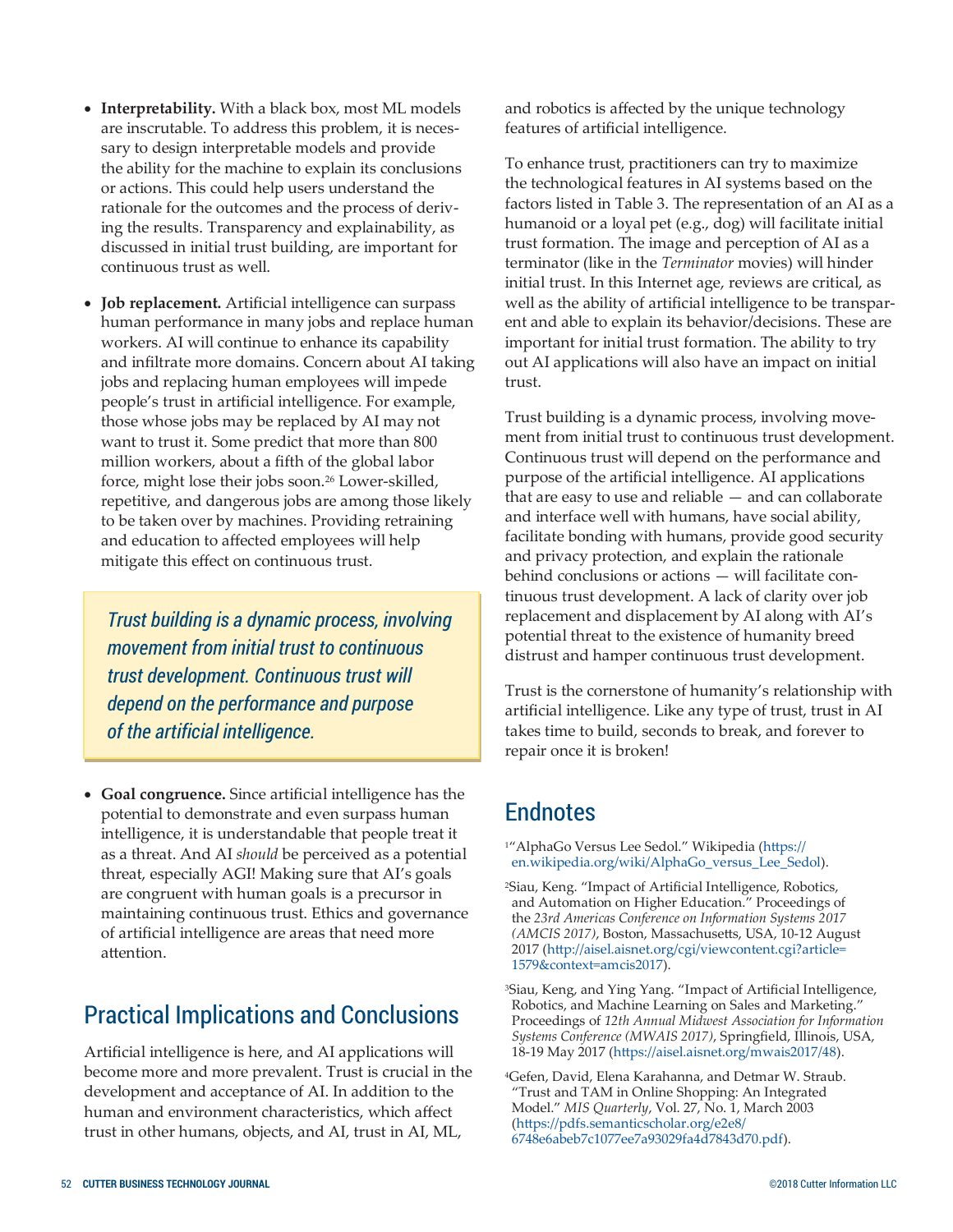- **Interpretability.** With a black box, most ML models are inscrutable. To address this problem, it is necessary to design interpretable models and provide the ability for the machine to explain its conclusions or actions. This could help users understand the rationale for the outcomes and the process of deriving the results. Transparency and explainability, as discussed in initial trust building, are important for continuous trust as well.

- **Job replacement.** Artificial intelligence can surpass human performance in many jobs and replace human workers. AI will continue to enhance its capability and infiltrate more domains. Concern about AI taking jobs and replacing human employees will impede people's trust in artificial intelligence. For example, those whose jobs may be replaced by AI may not want to trust it. Some predict that more than 800 million workers, about a fifth of the global labor force, might lose their jobs soon.[26] Lower-skilled, repetitive, and dangerous jobs are among those likely to be taken over by machines. Providing retraining and education to affected employees will help mitigate this effect on continuous trust.

> *Trust building is a dynamic process, involving movement from initial trust to continuous trust development. Continuous trust will depend on the performance and purpose of the artificial intelligence.*

- **Goal congruence.** Since artificial intelligence has the potential to demonstrate and even surpass human intelligence, it is understandable that people treat it as a threat. And AI *should* be perceived as a potential threat, especially AGI! Making sure that AI's goals are congruent with human goals is a precursor in maintaining continuous trust. Ethics and governance of artificial intelligence are areas that need more attention.

## Practical Implications and Conclusions

Artificial intelligence is here, and AI applications will become more and more prevalent. Trust is crucial in the development and acceptance of AI. In addition to the human and environment characteristics, which affect trust in other humans, objects, and AI, trust in AI, ML, and robotics is affected by the unique technology features of artificial intelligence.

To enhance trust, practitioners can try to maximize the technological features in AI systems based on the factors listed in Table 3. The representation of an AI as a humanoid or a loyal pet (e.g., dog) will facilitate initial trust formation. The image and perception of AI as a terminator (like in the *Terminator* movies) will hinder initial trust. In this Internet age, reviews are critical, as well as the ability of artificial intelligence to be transparent and able to explain its behavior/decisions. These are important for initial trust formation. The ability to try out AI applications will also have an impact on initial trust.

Trust building is a dynamic process, involving movement from initial trust to continuous trust development. Continuous trust will depend on the performance and purpose of the artificial intelligence. AI applications that are easy to use and reliable — and can collaborate and interface well with humans, have social ability, facilitate bonding with humans, provide good security and privacy protection, and explain the rationale behind conclusions or actions — will facilitate continuous trust development. A lack of clarity over job replacement and displacement by AI along with AI's potential threat to the existence of humanity breed distrust and hamper continuous trust development.

Trust is the cornerstone of humanity's relationship with artificial intelligence. Like any type of trust, trust in AI takes time to build, seconds to break, and forever to repair once it is broken!

## Endnotes

[1] "AlphaGo Versus Lee Sedol." Wikipedia (https://en.wikipedia.org/wiki/AlphaGo_versus_Lee_Sedol).

[2] Siau, Keng. "Impact of Artificial Intelligence, Robotics, and Automation on Higher Education." Proceedings of the *23rd Americas Conference on Information Systems 2017 (AMCIS 2017)*, Boston, Massachusetts, USA, 10-12 August 2017 (http://aisel.aisnet.org/cgi/viewcontent.cgi?article=1579&context=amcis2017).

[3] Siau, Keng, and Ying Yang. "Impact of Artificial Intelligence, Robotics, and Machine Learning on Sales and Marketing." Proceedings of *12th Annual Midwest Association for Information Systems Conference (MWAIS 2017)*, Springfield, Illinois, USA, 18-19 May 2017 (https://aisel.aisnet.org/mwais2017/48).

[4] Gefen, David, Elena Karahanna, and Detmar W. Straub. "Trust and TAM in Online Shopping: An Integrated Model." *MIS Quarterly*, Vol. 27, No. 1, March 2003 (https://pdfs.semanticscholar.org/e2e8/6748e6abeb7c1077ee7a93029fa4d7843d70.pdf).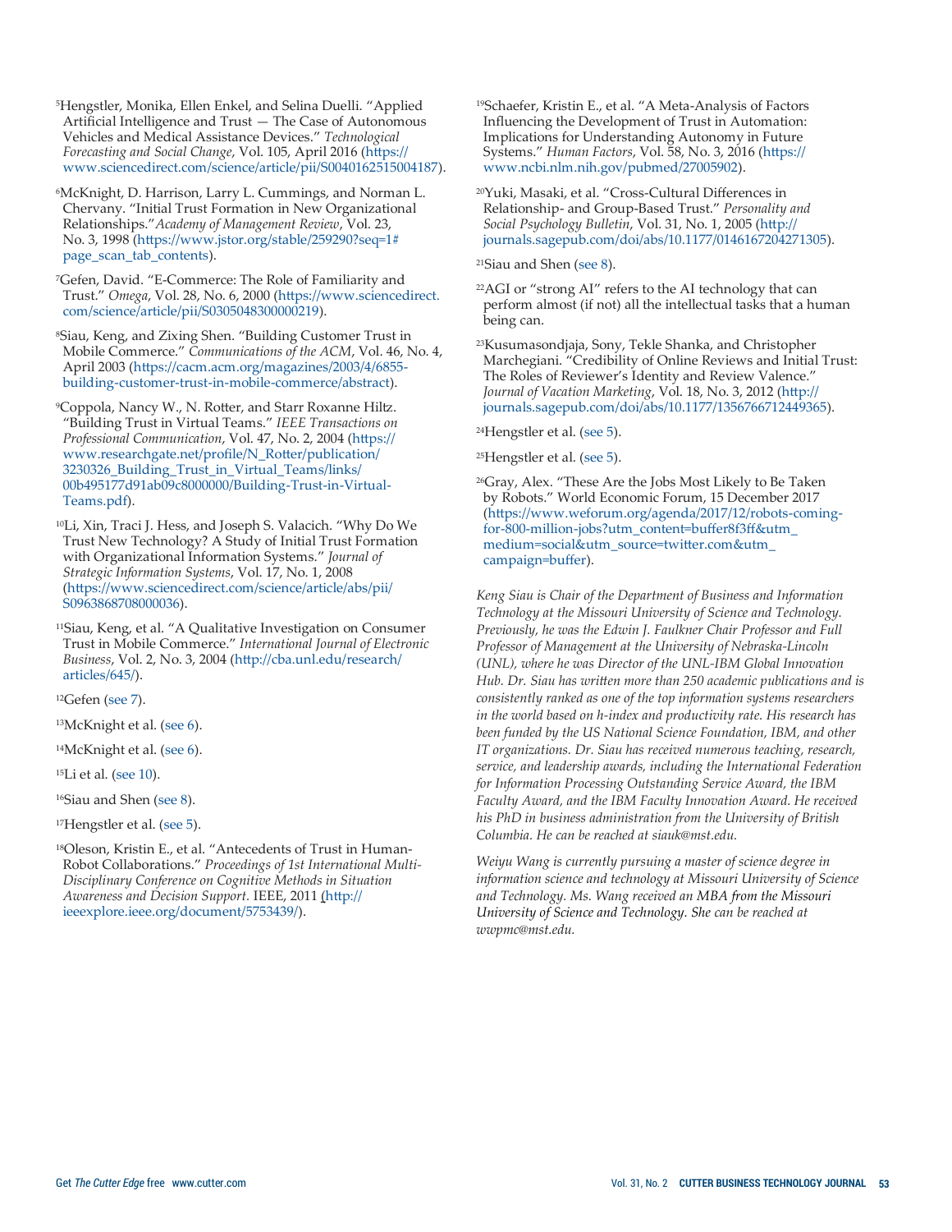[5]Hengstler, Monika, Ellen Enkel, and Selina Duelli. "Applied Artificial Intelligence and Trust — The Case of Autonomous Vehicles and Medical Assistance Devices." *Technological Forecasting and Social Change*, Vol. 105, April 2016 (https://www.sciencedirect.com/science/article/pii/S0040162515004187).

[6]McKnight, D. Harrison, Larry L. Cummings, and Norman L. Chervany. "Initial Trust Formation in New Organizational Relationships." *Academy of Management Review*, Vol. 23, No. 3, 1998 (https://www.jstor.org/stable/259290?seq=1#page_scan_tab_contents).

[7]Gefen, David. "E-Commerce: The Role of Familiarity and Trust." *Omega*, Vol. 28, No. 6, 2000 (https://www.sciencedirect.com/science/article/pii/S0305048300000219).

[8]Siau, Keng, and Zixing Shen. "Building Customer Trust in Mobile Commerce." *Communications of the ACM*, Vol. 46, No. 4, April 2003 (https://cacm.acm.org/magazines/2003/4/6855-building-customer-trust-in-mobile-commerce/abstract).

[9]Coppola, Nancy W., N. Rotter, and Starr Roxanne Hiltz. "Building Trust in Virtual Teams." *IEEE Transactions on Professional Communication*, Vol. 47, No. 2, 2004 (https://www.researchgate.net/profile/N_Rotter/publication/3230326_Building_Trust_in_Virtual_Teams/links/00b495177d91ab09c8000000/Building-Trust-in-Virtual-Teams.pdf).

[10]Li, Xin, Traci J. Hess, and Joseph S. Valacich. "Why Do We Trust New Technology? A Study of Initial Trust Formation with Organizational Information Systems." *Journal of Strategic Information Systems*, Vol. 17, No. 1, 2008 (https://www.sciencedirect.com/science/article/abs/pii/S0963868708000036).

[11]Siau, Keng, et al. "A Qualitative Investigation on Consumer Trust in Mobile Commerce." *International Journal of Electronic Business*, Vol. 2, No. 3, 2004 (http://cba.unl.edu/research/articles/645/).

[12]Gefen (see 7).

[13]McKnight et al. (see 6).

[14]McKnight et al. (see 6).

[15]Li et al. (see 10).

[16]Siau and Shen (see 8).

[17]Hengstler et al. (see 5).

[18]Oleson, Kristin E., et al. "Antecedents of Trust in Human-Robot Collaborations." *Proceedings of 1st International Multi-Disciplinary Conference on Cognitive Methods in Situation Awareness and Decision Support.* IEEE, 2011 (http://ieeexplore.ieee.org/document/5753439/).

[19]Schaefer, Kristin E., et al. "A Meta-Analysis of Factors Influencing the Development of Trust in Automation: Implications for Understanding Autonomy in Future Systems." *Human Factors*, Vol. 58, No. 3, 2016 (https://www.ncbi.nlm.nih.gov/pubmed/27005902).

[20]Yuki, Masaki, et al. "Cross-Cultural Differences in Relationship- and Group-Based Trust." *Personality and Social Psychology Bulletin*, Vol. 31, No. 1, 2005 (http://journals.sagepub.com/doi/abs/10.1177/0146167204271305).

[21]Siau and Shen (see 8).

[22]AGI or "strong AI" refers to the AI technology that can perform almost (if not) all the intellectual tasks that a human being can.

[23]Kusumasondjaja, Sony, Tekle Shanka, and Christopher Marchegiani. "Credibility of Online Reviews and Initial Trust: The Roles of Reviewer's Identity and Review Valence." *Journal of Vacation Marketing*, Vol. 18, No. 3, 2012 (http://journals.sagepub.com/doi/abs/10.1177/1356766712449365).

[24]Hengstler et al. (see 5).

[25]Hengstler et al. (see 5).

[26]Gray, Alex. "These Are the Jobs Most Likely to Be Taken by Robots." World Economic Forum, 15 December 2017 (https://www.weforum.org/agenda/2017/12/robots-coming-for-800-million-jobs?utm_content=buffer8f3ff&utm_medium=social&utm_source=twitter.com&utm_campaign=buffer).

*Keng Siau is Chair of the Department of Business and Information Technology at the Missouri University of Science and Technology. Previously, he was the Edwin J. Faulkner Chair Professor and Full Professor of Management at the University of Nebraska-Lincoln (UNL), where he was Director of the UNL-IBM Global Innovation Hub. Dr. Siau has written more than 250 academic publications and is consistently ranked as one of the top information systems researchers in the world based on h-index and productivity rate. His research has been funded by the US National Science Foundation, IBM, and other IT organizations. Dr. Siau has received numerous teaching, research, service, and leadership awards, including the International Federation for Information Processing Outstanding Service Award, the IBM Faculty Award, and the IBM Faculty Innovation Award. He received his PhD in business administration from the University of British Columbia. He can be reached at siauk@mst.edu.*

*Weiyu Wang is currently pursuing a master of science degree in information science and technology at Missouri University of Science and Technology. Ms. Wang received an MBA from the Missouri University of Science and Technology. She can be reached at wwpmc@mst.edu.*